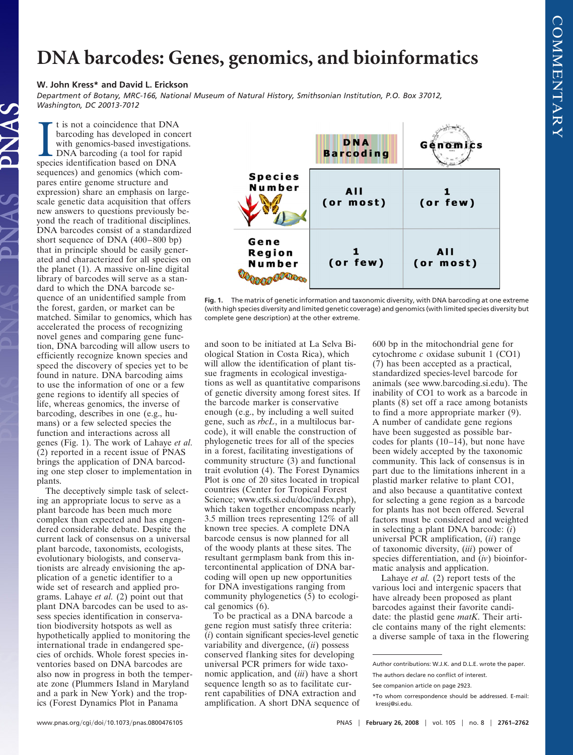# DNA barcodes: Genes, genomics, and bioinformatics

**W. John Kress* and David L. Erickson**

*Department of Botany, MRC-166, National Museum of Natural History, Smithsonian Institution, P.O. Box 37012, Washington, DC 20013-7012*

It is not a coincidence that DNA barcoding has developed in concert with genomics-based investigations. DNA barcoding (a tool for rapid species identification based on DNA sequences) and genomics (which compares entire genome structure and expression) share an emphasis on large-scale genetic data acquisition that offers new answers to questions previously beyond the reach of traditional disciplines. DNA barcodes consist of a standardized short sequence of DNA (400–800 bp) that in principle should be easily generated and characterized for all species on the planet (1). A massive on-line digital library of barcodes will serve as a standard to which the DNA barcode sequence of an unidentified sample from the forest, garden, or market can be matched. Similar to genomics, which has accelerated the process of recognizing novel genes and comparing gene function, DNA barcoding will allow users to efficiently recognize known species and speed the discovery of species yet to be found in nature. DNA barcoding aims to use the information of one or a few gene regions to identify all species of life, whereas genomics, the inverse of barcoding, describes in one (e.g., humans) or a few selected species the function and interactions across all genes (Fig. 1). The work of Lahaye *et al.* (2) reported in a recent issue of PNAS brings the application of DNA barcoding one step closer to implementation in plants.

| | DNA Barcoding | Genomics |
|---|---|---|
| Species Number | All (or most) | 1 (or few) |
| Gene Region Number | 1 (or few) | All (or most) |

**Fig. 1.** The matrix of genetic information and taxonomic diversity, with DNA barcoding at one extreme (with high species diversity and limited genetic coverage) and genomics (with limited species diversity but complete gene description) at the other extreme.

The deceptively simple task of selecting an appropriate locus to serve as a plant barcode has been much more complex than expected and has engendered considerable debate. Despite the current lack of consensus on a universal plant barcode, taxonomists, ecologists, evolutionary biologists, and conservationists are already envisioning the application of a genetic identifier to a wide set of research and applied programs. Lahaye *et al.* (2) point out that plant DNA barcodes can be used to assess species identification in conservation biodiversity hotspots as well as hypothetically applied to monitoring the international trade in endangered species of orchids. Whole forest species inventories based on DNA barcodes are also now in progress in both the temperate zone (Plummers Island in Maryland and a park in New York) and the tropics (Forest Dynamics Plot in Panama and soon to be initiated at La Selva Biological Station in Costa Rica), which will allow the identification of plant tissue fragments in ecological investigations as well as quantitative comparisons of genetic diversity among forest sites. If the barcode marker is conservative enough (e.g., by including a well suited gene, such as *rbcL*, in a multilocus barcode), it will enable the construction of phylogenetic trees for all of the species in a forest, facilitating investigations of community structure (3) and functional trait evolution (4). The Forest Dynamics Plot is one of 20 sites located in tropical countries (Center for Tropical Forest Science; www.ctfs.si.edu/doc/index.php), which taken together encompass nearly 3.5 million trees representing 12% of all known tree species. A complete DNA barcode census is now planned for all of the woody plants at these sites. The resultant germplasm bank from this intercontinental application of DNA barcoding will open up new opportunities for DNA investigations ranging from community phylogenetics (5) to ecological genomics (6).

To be practical as a DNA barcode a gene region must satisfy three criteria: (*i*) contain significant species-level genetic variability and divergence, (*ii*) possess conserved flanking sites for developing universal PCR primers for wide taxonomic application, and (*iii*) have a short sequence length so as to facilitate current capabilities of DNA extraction and amplification. A short DNA sequence of 600 bp in the mitochondrial gene for cytochrome *c* oxidase subunit 1 (CO1) (7) has been accepted as a practical, standardized species-level barcode for animals (see www.barcoding.si.edu). The inability of CO1 to work as a barcode in plants (8) set off a race among botanists to find a more appropriate marker (9). A number of candidate gene regions have been suggested as possible barcodes for plants (10–14), but none have been widely accepted by the taxonomic community. This lack of consensus is in part due to the limitations inherent in a plastid marker relative to plant CO1, and also because a quantitative context for selecting a gene region as a barcode for plants has not been offered. Several factors must be considered and weighted in selecting a plant DNA barcode: (*i*) universal PCR amplification, (*ii*) range of taxonomic diversity, (*iii*) power of species differentiation, and (*iv*) bioinformatic analysis and application.

Lahaye *et al.* (2) report tests of the various loci and intergenic spacers that have already been proposed as plant barcodes against their favorite candidate: the plastid gene *matK*. Their article contains many of the right elements: a diverse sample of taxa in the flowering

---

Author contributions: W.J.K. and D.L.E. wrote the paper.

The authors declare no conflict of interest.

See companion article on page 2923.

*To whom correspondence should be addressed. E-mail: kressj@si.edu.